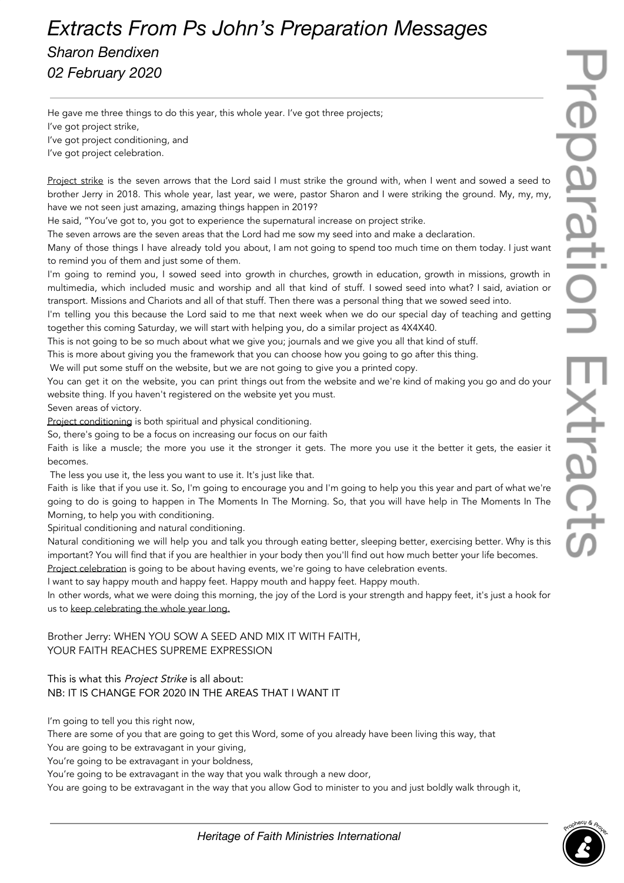# Extracts From Ps John's Preparation Messages

*Sharon Bendixen*

*02 February 2020*

---

He gave me three things to do this year, this whole year. I've got three projects;
I've got project strike,
I've got project conditioning, and
I've got project celebration.

Project strike is the seven arrows that the Lord said I must strike the ground with, when I went and sowed a seed to brother Jerry in 2018. This whole year, last year, we were, pastor Sharon and I were striking the ground. My, my, my, have we not seen just amazing, amazing things happen in 2019?

He said, "You've got to, you got to experience the supernatural increase on project strike.

The seven arrows are the seven areas that the Lord had me sow my seed into and make a declaration.

Many of those things I have already told you about, I am not going to spend too much time on them today. I just want to remind you of them and just some of them.

I'm going to remind you, I sowed seed into growth in churches, growth in education, growth in missions, growth in multimedia, which included music and worship and all that kind of stuff. I sowed seed into what? I said, aviation or transport. Missions and Chariots and all of that stuff. Then there was a personal thing that we sowed seed into.

I'm telling you this because the Lord said to me that next week when we do our special day of teaching and getting together this coming Saturday, we will start with helping you, do a similar project as 4X4X40.

This is not going to be so much about what we give you; journals and we give you all that kind of stuff.

This is more about giving you the framework that you can choose how you going to go after this thing.

We will put some stuff on the website, but we are not going to give you a printed copy.

You can get it on the website, you can print things out from the website and we're kind of making you go and do your website thing. If you haven't registered on the website yet you must.

Seven areas of victory.

Project conditioning is both spiritual and physical conditioning.

So, there's going to be a focus on increasing our focus on our faith

Faith is like a muscle; the more you use it the stronger it gets. The more you use it the better it gets, the easier it becomes.

The less you use it, the less you want to use it. It's just like that.

Faith is like that if you use it. So, I'm going to encourage you and I'm going to help you this year and part of what we're going to do is going to happen in The Moments In The Morning. So, that you will have help in The Moments In The Morning, to help you with conditioning.

Spiritual conditioning and natural conditioning.

Natural conditioning we will help you and talk you through eating better, sleeping better, exercising better. Why is this important? You will find that if you are healthier in your body then you'll find out how much better your life becomes.

Project celebration is going to be about having events, we're going to have celebration events.

I want to say happy mouth and happy feet. Happy mouth and happy feet. Happy mouth.

In other words, what we were doing this morning, the joy of the Lord is your strength and happy feet, it's just a hook for us to keep celebrating the whole year long.

Brother Jerry: WHEN YOU SOW A SEED AND MIX IT WITH FAITH,
YOUR FAITH REACHES SUPREME EXPRESSION

This is what this *Project Strike* is all about:
NB: IT IS CHANGE FOR 2020 IN THE AREAS THAT I WANT IT

I'm going to tell you this right now,
There are some of you that are going to get this Word, some of you already have been living this way, that
You are going to be extravagant in your giving,
You're going to be extravagant in your boldness,
You're going to be extravagant in the way that you walk through a new door,
You are going to be extravagant in the way that you allow God to minister to you and just boldly walk through it,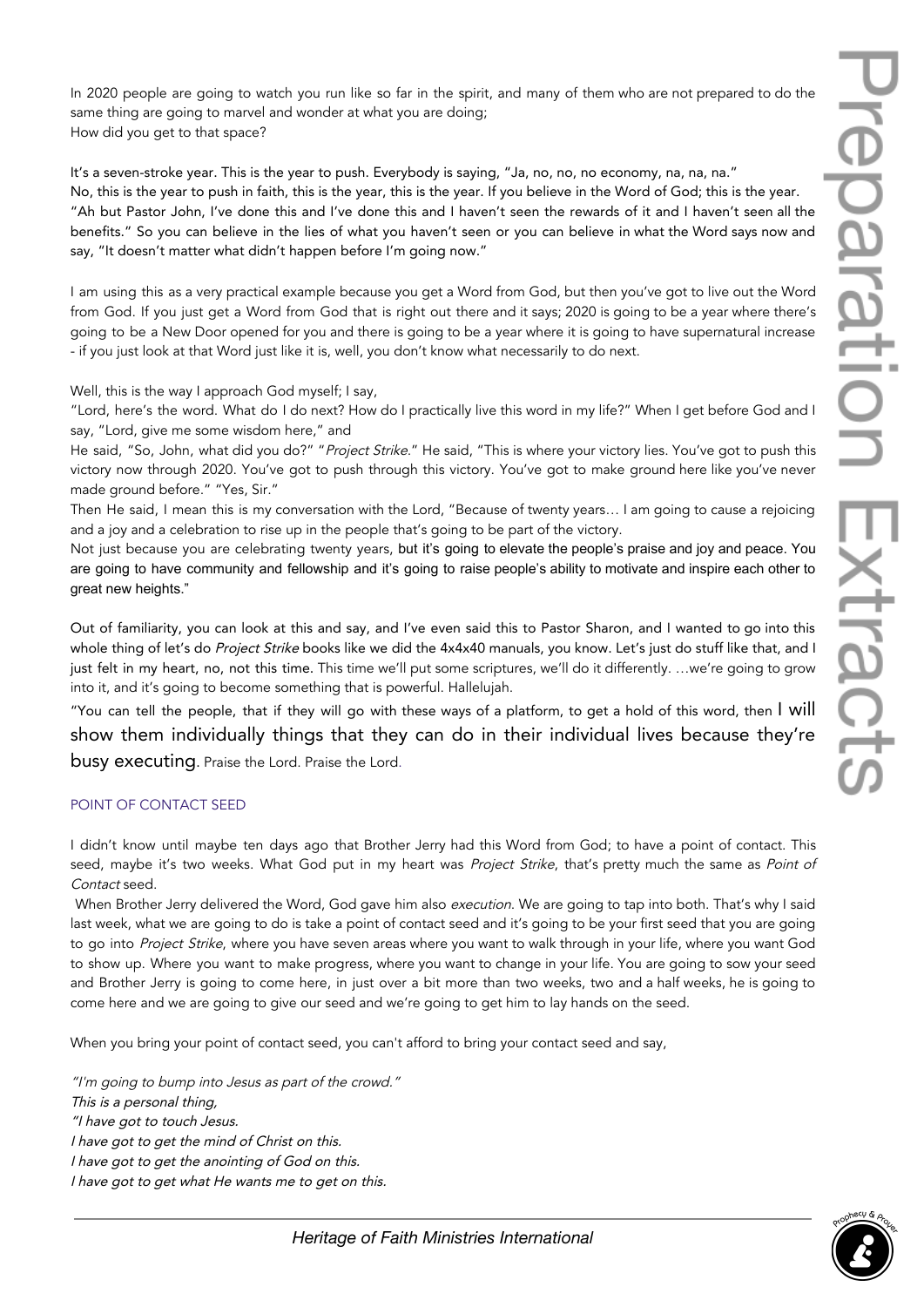In 2020 people are going to watch you run like so far in the spirit, and many of them who are not prepared to do the same thing are going to marvel and wonder at what you are doing;
How did you get to that space?

It's a seven-stroke year. This is the year to push. Everybody is saying, "Ja, no, no, no economy, na, na, na."
No, this is the year to push in faith, this is the year, this is the year. If you believe in the Word of God; this is the year.
"Ah but Pastor John, I've done this and I've done this and I haven't seen the rewards of it and I haven't seen all the benefits." So you can believe in the lies of what you haven't seen or you can believe in what the Word says now and say, "It doesn't matter what didn't happen before I'm going now."

I am using this as a very practical example because you get a Word from God, but then you've got to live out the Word from God. If you just get a Word from God that is right out there and it says; 2020 is going to be a year where there's going to be a New Door opened for you and there is going to be a year where it is going to have supernatural increase - if you just look at that Word just like it is, well, you don't know what necessarily to do next.

Well, this is the way I approach God myself; I say,
"Lord, here's the word. What do I do next? How do I practically live this word in my life?" When I get before God and I say, "Lord, give me some wisdom here," and
He said, "So, John, what did you do?" "*Project Strike*." He said, "This is where your victory lies. You've got to push this victory now through 2020. You've got to push through this victory. You've got to make ground here like you've never made ground before." "Yes, Sir."
Then He said, I mean this is my conversation with the Lord, "Because of twenty years… I am going to cause a rejoicing and a joy and a celebration to rise up in the people that's going to be part of the victory.
Not just because you are celebrating twenty years, but it's going to elevate the people's praise and joy and peace. You are going to have community and fellowship and it's going to raise people's ability to motivate and inspire each other to great new heights."

Out of familiarity, you can look at this and say, and I've even said this to Pastor Sharon, and I wanted to go into this whole thing of let's do *Project Strike* books like we did the 4x4x40 manuals, you know. Let's just do stuff like that, and I just felt in my heart, no, not this time. This time we'll put some scriptures, we'll do it differently. …we're going to grow into it, and it's going to become something that is powerful. Hallelujah.

"You can tell the people, that if they will go with these ways of a platform, to get a hold of this word, then I will show them individually things that they can do in their individual lives because they're busy executing. Praise the Lord. Praise the Lord.

### POINT OF CONTACT SEED

I didn't know until maybe ten days ago that Brother Jerry had this Word from God; to have a point of contact. This seed, maybe it's two weeks. What God put in my heart was *Project Strike*, that's pretty much the same as *Point of Contact* seed.

When Brother Jerry delivered the Word, God gave him also *execution*. We are going to tap into both. That's why I said last week, what we are going to do is take a point of contact seed and it's going to be your first seed that you are going to go into *Project Strike*, where you have seven areas where you want to walk through in your life, where you want God to show up. Where you want to make progress, where you want to change in your life. You are going to sow your seed and Brother Jerry is going to come here, in just over a bit more than two weeks, two and a half weeks, he is going to come here and we are going to give our seed and we're going to get him to lay hands on the seed.

When you bring your point of contact seed, you can't afford to bring your contact seed and say,

*"I'm going to bump into Jesus as part of the crowd."*
*This is a personal thing,*
*"I have got to touch Jesus.*
*I have got to get the mind of Christ on this.*
*I have got to get the anointing of God on this.*
*I have got to get what He wants me to get on this.*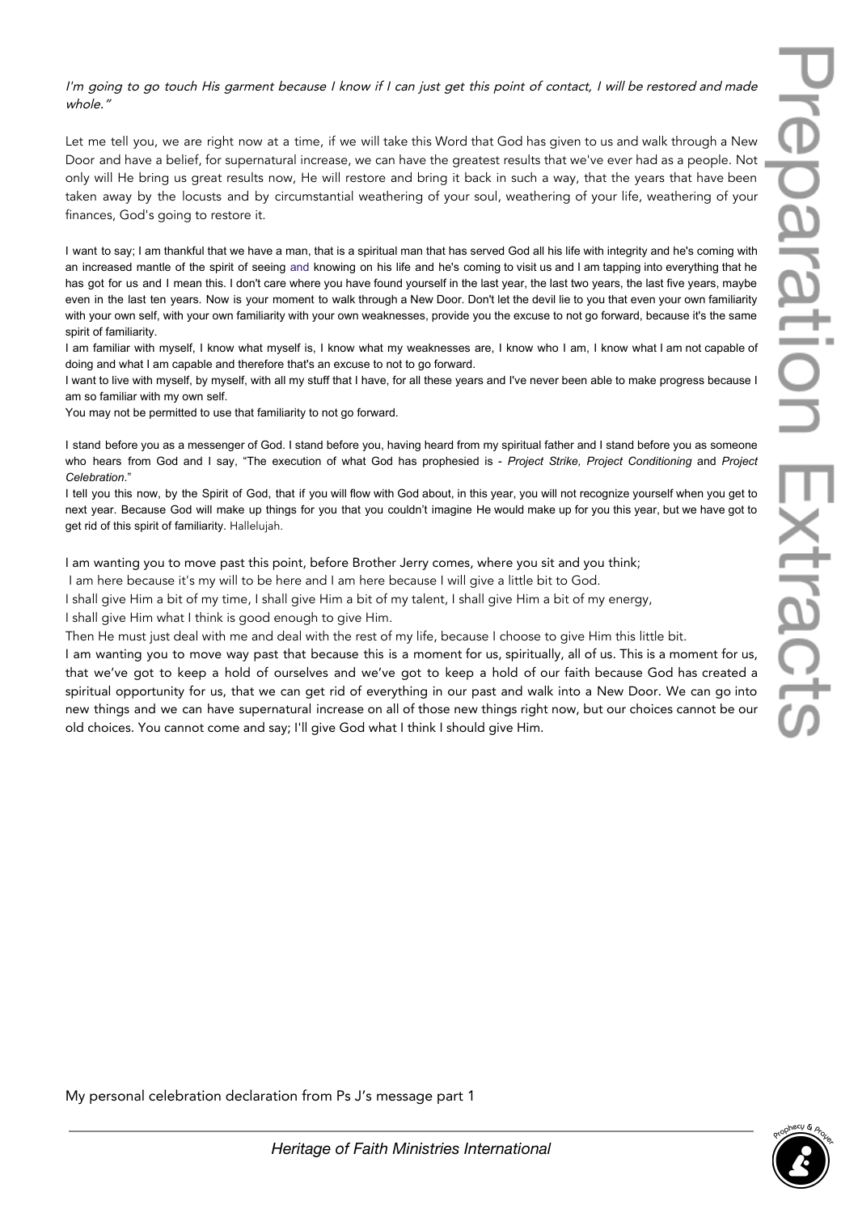*I'm going to go touch His garment because I know if I can just get this point of contact, I will be restored and made whole."*

Let me tell you, we are right now at a time, if we will take this Word that God has given to us and walk through a New Door and have a belief, for supernatural increase, we can have the greatest results that we've ever had as a people. Not only will He bring us great results now, He will restore and bring it back in such a way, that the years that have been taken away by the locusts and by circumstantial weathering of your soul, weathering of your life, weathering of your finances, God's going to restore it.

I want to say; I am thankful that we have a man, that is a spiritual man that has served God all his life with integrity and he's coming with an increased mantle of the spirit of seeing and knowing on his life and he's coming to visit us and I am tapping into everything that he has got for us and I mean this. I don't care where you have found yourself in the last year, the last two years, the last five years, maybe even in the last ten years. Now is your moment to walk through a New Door. Don't let the devil lie to you that even your own familiarity with your own self, with your own familiarity with your own weaknesses, provide you the excuse to not go forward, because it's the same spirit of familiarity.

I am familiar with myself, I know what myself is, I know what my weaknesses are, I know who I am, I know what I am not capable of doing and what I am capable and therefore that's an excuse to not to go forward.

I want to live with myself, by myself, with all my stuff that I have, for all these years and I've never been able to make progress because I am so familiar with my own self.

You may not be permitted to use that familiarity to not go forward.

I stand before you as a messenger of God. I stand before you, having heard from my spiritual father and I stand before you as someone who hears from God and I say, "The execution of what God has prophesied is - *Project Strike, Project Conditioning* and *Project Celebration*."

I tell you this now, by the Spirit of God, that if you will flow with God about, in this year, you will not recognize yourself when you get to next year. Because God will make up things for you that you couldn't imagine He would make up for you this year, but we have got to get rid of this spirit of familiarity. Hallelujah.

I am wanting you to move past this point, before Brother Jerry comes, where you sit and you think;

I am here because it's my will to be here and I am here because I will give a little bit to God.

I shall give Him a bit of my time, I shall give Him a bit of my talent, I shall give Him a bit of my energy,

I shall give Him what I think is good enough to give Him.

Then He must just deal with me and deal with the rest of my life, because I choose to give Him this little bit.

I am wanting you to move way past that because this is a moment for us, spiritually, all of us. This is a moment for us, that we've got to keep a hold of ourselves and we've got to keep a hold of our faith because God has created a spiritual opportunity for us, that we can get rid of everything in our past and walk into a New Door. We can go into new things and we can have supernatural increase on all of those new things right now, but our choices cannot be our old choices. You cannot come and say; I'll give God what I think I should give Him.

My personal celebration declaration from Ps J's message part 1

---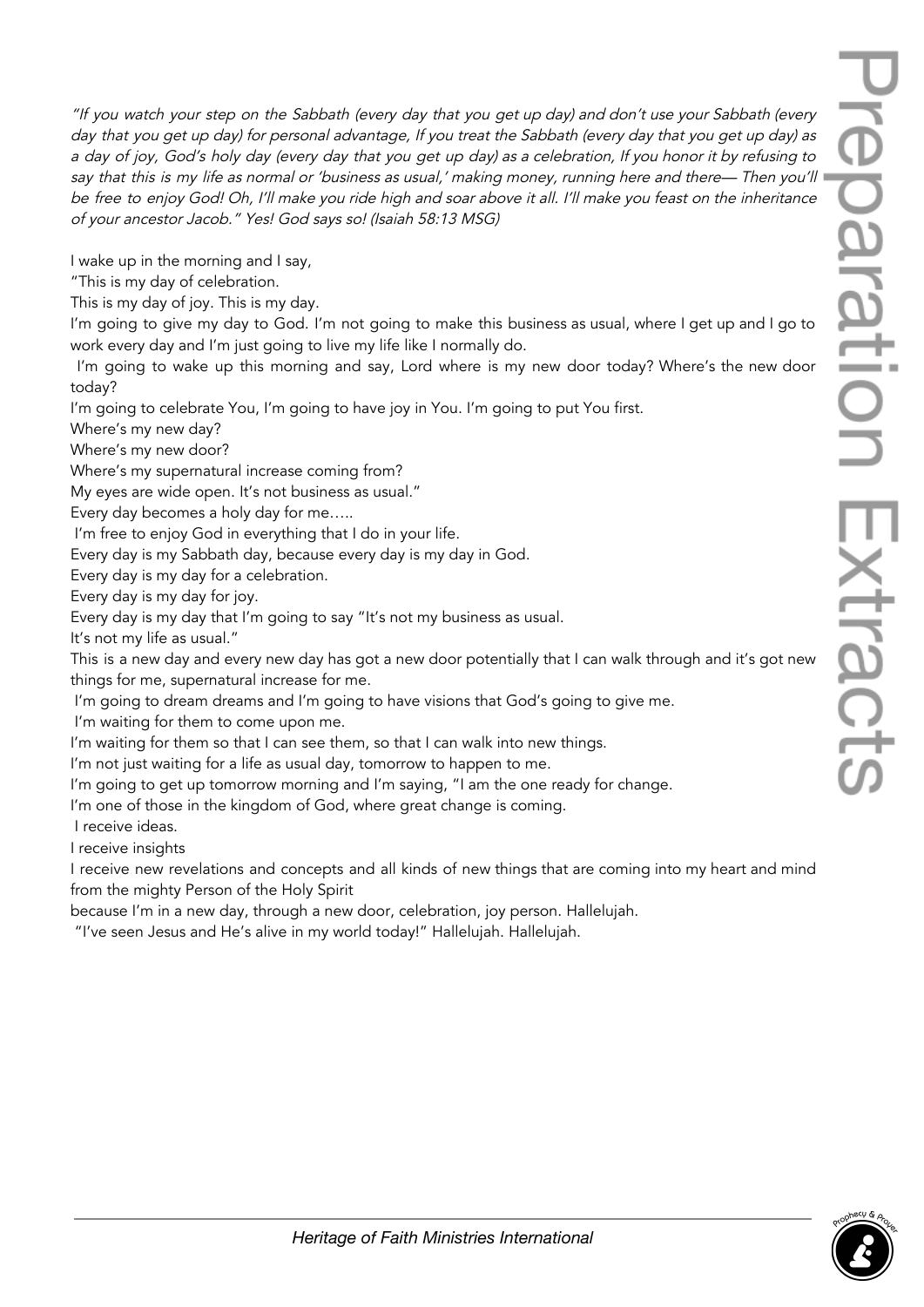*"If you watch your step on the Sabbath (every day that you get up day) and don't use your Sabbath (every day that you get up day) for personal advantage, If you treat the Sabbath (every day that you get up day) as a day of joy, God's holy day (every day that you get up day) as a celebration, If you honor it by refusing to say that this is my life as normal or 'business as usual,' making money, running here and there— Then you'll be free to enjoy God! Oh, I'll make you ride high and soar above it all. I'll make you feast on the inheritance of your ancestor Jacob." Yes! God says so! (Isaiah 58:13 MSG)*

I wake up in the morning and I say,

"This is my day of celebration.

This is my day of joy. This is my day.

I'm going to give my day to God. I'm not going to make this business as usual, where I get up and I go to work every day and I'm just going to live my life like I normally do.

I'm going to wake up this morning and say, Lord where is my new door today? Where's the new door today?

I'm going to celebrate You, I'm going to have joy in You. I'm going to put You first.

Where's my new day?

Where's my new door?

Where's my supernatural increase coming from?

My eyes are wide open. It's not business as usual."

Every day becomes a holy day for me…..

I'm free to enjoy God in everything that I do in your life.

Every day is my Sabbath day, because every day is my day in God.

Every day is my day for a celebration.

Every day is my day for joy.

Every day is my day that I'm going to say "It's not my business as usual.

It's not my life as usual."

This is a new day and every new day has got a new door potentially that I can walk through and it's got new things for me, supernatural increase for me.

I'm going to dream dreams and I'm going to have visions that God's going to give me.

I'm waiting for them to come upon me.

I'm waiting for them so that I can see them, so that I can walk into new things.

I'm not just waiting for a life as usual day, tomorrow to happen to me.

I'm going to get up tomorrow morning and I'm saying, "I am the one ready for change.

I'm one of those in the kingdom of God, where great change is coming.

I receive ideas.

I receive insights

I receive new revelations and concepts and all kinds of new things that are coming into my heart and mind from the mighty Person of the Holy Spirit

because I'm in a new day, through a new door, celebration, joy person. Hallelujah.

"I've seen Jesus and He's alive in my world today!" Hallelujah. Hallelujah.